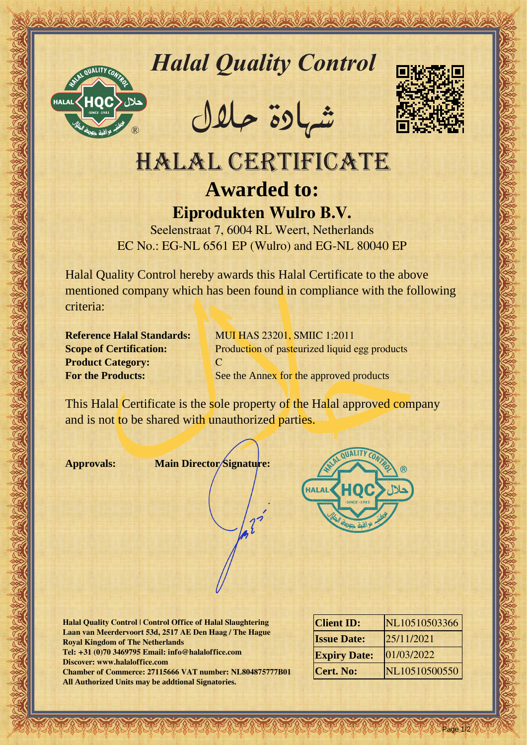# *Halal Quality Control*

شهادة حلال

# HALAL CERTIFICATE

## Awarded to:

## Eiprodukten Wulro B.V.

Seelenstraat 7, 6004 RL Weert, Netherlands
EC No.: EG-NL 6561 EP (Wulro) and EG-NL 80040 EP

Halal Quality Control hereby awards this Halal Certificate to the above mentioned company which has been found in compliance with the following criteria:

**Reference Halal Standards:** MUI HAS 23201, SMIIC 1:2011
**Scope of Certification:** Production of pasteurized liquid egg products
**Product Category:** C
**For the Products:** See the Annex for the approved products

This Halal Certificate is the sole property of the Halal approved company and is not to be shared with unauthorized parties.

**Approvals:** **Main Director Signature:**

**Halal Quality Control | Control Office of Halal Slaughtering**
**Laan van Meerdervoort 53d, 2517 AE Den Haag / The Hague**
**Royal Kingdom of The Netherlands**
**Tel: +31 (0)70 3469795 Email: info@halaloffice.com**
**Discover: www.halaloffice.com**
**Chamber of Commerce: 27115666 VAT number: NL804875777B01**
**All Authorized Units may be addtional Signatories.**

| | |
|---|---|
| **Client ID:** | NL10510503366 |
| **Issue Date:** | 25/11/2021 |
| **Expiry Date:** | 01/03/2022 |
| **Cert. No:** | NL10510500550 |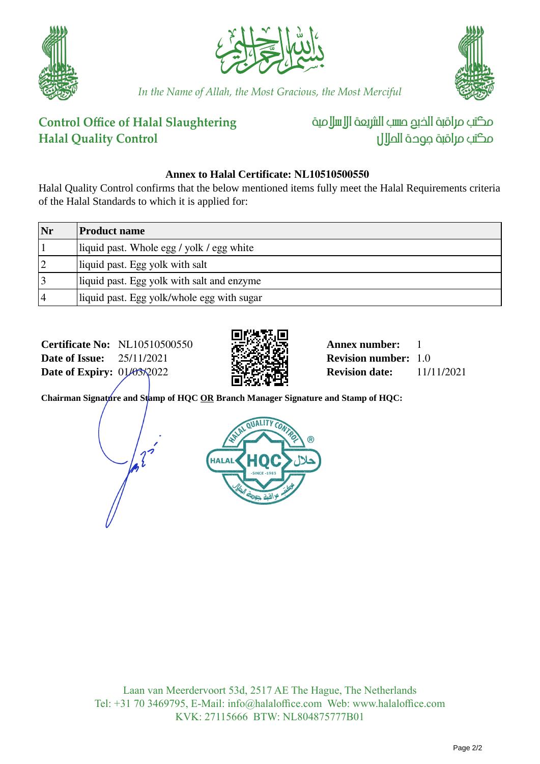In the Name of Allah, the Most Gracious, the Most Merciful

**Control Office of Halal Slaughtering**
**Halal Quality Control**

مكتب مراقبة الذبح حسب الشريعة الإسلامية
مكتب مراقبة جودة الحلال

### Annex to Halal Certificate: NL10510500550

Halal Quality Control confirms that the below mentioned items fully meet the Halal Requirements criteria of the Halal Standards to which it is applied for:

| Nr | Product name |
|---|---|
| 1 | liquid past. Whole egg / yolk / egg white |
| 2 | liquid past. Egg yolk with salt |
| 3 | liquid past. Egg yolk with salt and enzyme |
| 4 | liquid past. Egg yolk/whole egg with sugar |

**Certificate No:** NL10510500550
**Date of Issue:** 25/11/2021
**Date of Expiry:** 01/03/2022

**Annex number:** 1
**Revision number:** 1.0
**Revision date:** 11/11/2021

**Chairman Signature and Stamp of HQC OR Branch Manager Signature and Stamp of HQC:**

Laan van Meerdervoort 53d, 2517 AE The Hague, The Netherlands
Tel: +31 70 3469795, E-Mail: info@halaloffice.com Web: www.halaloffice.com
KVK: 27115666 BTW: NL804875777B01